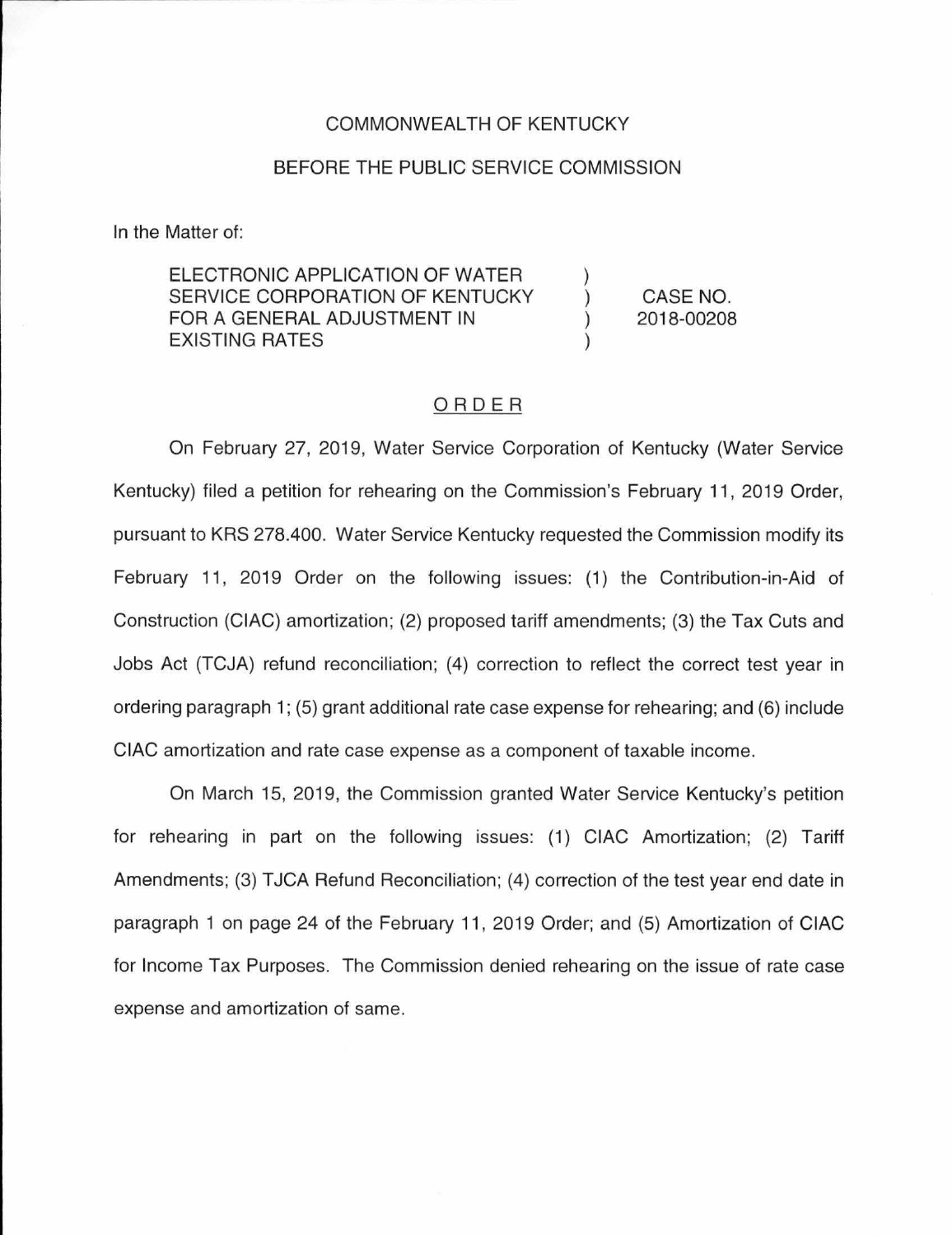COMMONWEALTH OF KENTUCKY

BEFORE THE PUBLIC SERVICE COMMISSION

In the Matter of:

| | | |
|---|---|---|
| ELECTRONIC APPLICATION OF WATER SERVICE CORPORATION OF KENTUCKY FOR A GENERAL ADJUSTMENT IN EXISTING RATES | ) ) ) ) | CASE NO. 2018-00208 |

ORDER

On February 27, 2019, Water Service Corporation of Kentucky (Water Service Kentucky) filed a petition for rehearing on the Commission's February 11, 2019 Order, pursuant to KRS 278.400. Water Service Kentucky requested the Commission modify its February 11, 2019 Order on the following issues: (1) the Contribution-in-Aid of Construction (CIAC) amortization; (2) proposed tariff amendments; (3) the Tax Cuts and Jobs Act (TCJA) refund reconciliation; (4) correction to reflect the correct test year in ordering paragraph 1; (5) grant additional rate case expense for rehearing; and (6) include CIAC amortization and rate case expense as a component of taxable income.

On March 15, 2019, the Commission granted Water Service Kentucky's petition for rehearing in part on the following issues: (1) CIAC Amortization; (2) Tariff Amendments; (3) TJCA Refund Reconciliation; (4) correction of the test year end date in paragraph 1 on page 24 of the February 11, 2019 Order; and (5) Amortization of CIAC for Income Tax Purposes. The Commission denied rehearing on the issue of rate case expense and amortization of same.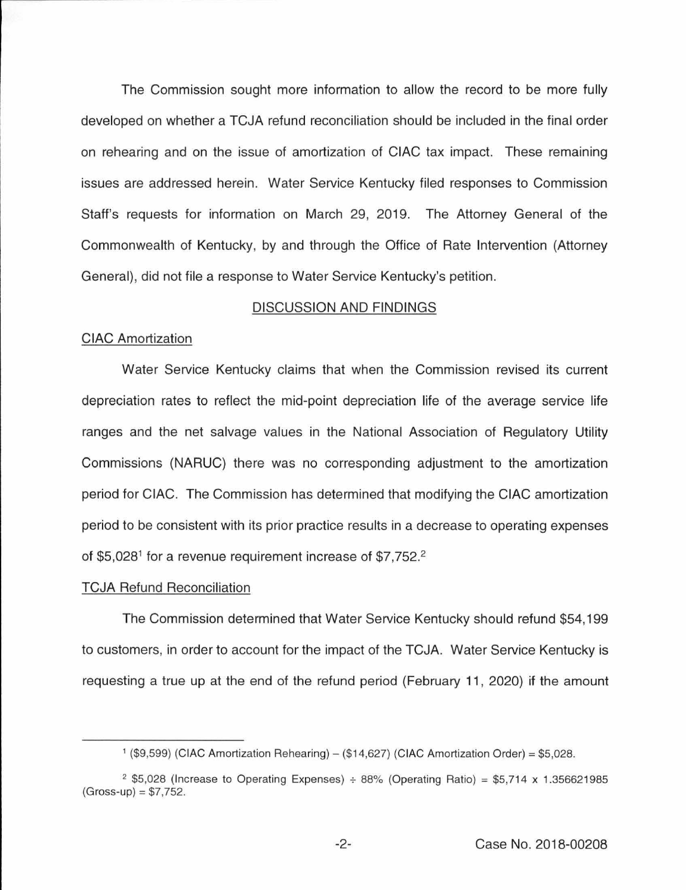The Commission sought more information to allow the record to be more fully developed on whether a TCJA refund reconciliation should be included in the final order on rehearing and on the issue of amortization of CIAC tax impact. These remaining issues are addressed herein. Water Service Kentucky filed responses to Commission Staff's requests for information on March 29, 2019. The Attorney General of the Commonwealth of Kentucky, by and through the Office of Rate Intervention (Attorney General), did not file a response to Water Service Kentucky's petition.

## DISCUSSION AND FINDINGS

### CIAC Amortization

Water Service Kentucky claims that when the Commission revised its current depreciation rates to reflect the mid-point depreciation life of the average service life ranges and the net salvage values in the National Association of Regulatory Utility Commissions (NARUC) there was no corresponding adjustment to the amortization period for CIAC. The Commission has determined that modifying the CIAC amortization period to be consistent with its prior practice results in a decrease to operating expenses of $5,028[1] for a revenue requirement increase of $7,752.[2]

### TCJA Refund Reconciliation

The Commission determined that Water Service Kentucky should refund $54,199 to customers, in order to account for the impact of the TCJA. Water Service Kentucky is requesting a true up at the end of the refund period (February 11, 2020) if the amount

---

[1] ($9,599) (CIAC Amortization Rehearing) – ($14,627) (CIAC Amortization Order) = $5,028.

[2] $5,028 (Increase to Operating Expenses) ÷ 88% (Operating Ratio) = $5,714 x 1.356621985 (Gross-up) = $7,752.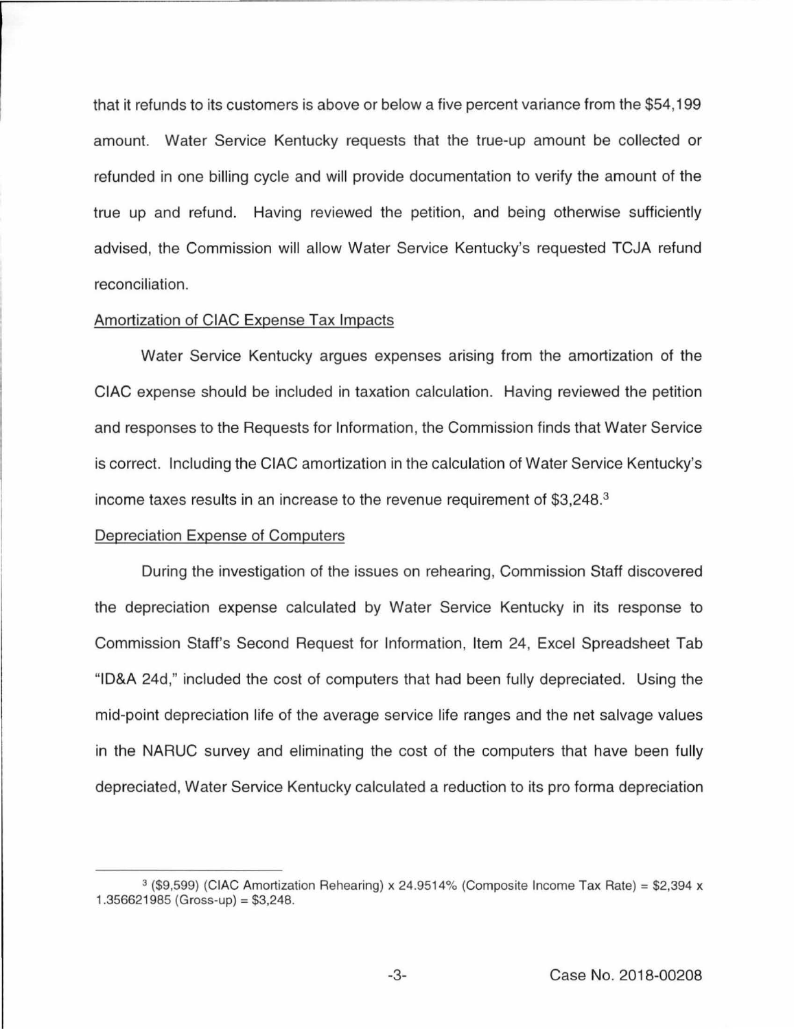that it refunds to its customers is above or below a five percent variance from the $54,199 amount. Water Service Kentucky requests that the true-up amount be collected or refunded in one billing cycle and will provide documentation to verify the amount of the true up and refund. Having reviewed the petition, and being otherwise sufficiently advised, the Commission will allow Water Service Kentucky's requested TCJA refund reconciliation.

Amortization of CIAC Expense Tax Impacts

Water Service Kentucky argues expenses arising from the amortization of the CIAC expense should be included in taxation calculation. Having reviewed the petition and responses to the Requests for Information, the Commission finds that Water Service is correct. Including the CIAC amortization in the calculation of Water Service Kentucky's income taxes results in an increase to the revenue requirement of $3,248.[3]

Depreciation Expense of Computers

During the investigation of the issues on rehearing, Commission Staff discovered the depreciation expense calculated by Water Service Kentucky in its response to Commission Staff's Second Request for Information, Item 24, Excel Spreadsheet Tab "ID&A 24d," included the cost of computers that had been fully depreciated. Using the mid-point depreciation life of the average service life ranges and the net salvage values in the NARUC survey and eliminating the cost of the computers that have been fully depreciated, Water Service Kentucky calculated a reduction to its pro forma depreciation

---

[3] ($9,599) (CIAC Amortization Rehearing) x 24.9514% (Composite Income Tax Rate) = $2,394 x 1.356621985 (Gross-up) = $3,248.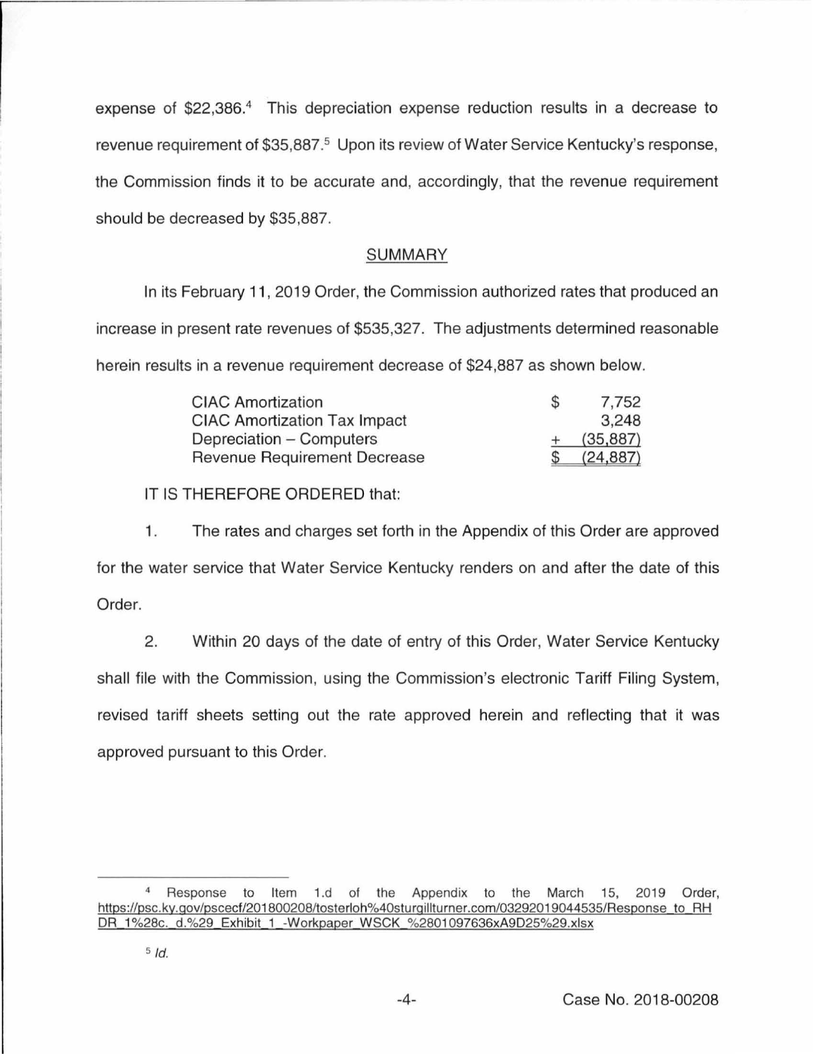expense of $22,386.[4] This depreciation expense reduction results in a decrease to revenue requirement of $35,887.[5] Upon its review of Water Service Kentucky's response, the Commission finds it to be accurate and, accordingly, that the revenue requirement should be decreased by $35,887.

## SUMMARY

In its February 11, 2019 Order, the Commission authorized rates that produced an increase in present rate revenues of $535,327. The adjustments determined reasonable herein results in a revenue requirement decrease of $24,887 as shown below.

| | |
|---|---|
| CIAC Amortization | $ 7,752 |
| CIAC Amortization Tax Impact | 3,248 |
| Depreciation – Computers | + (35,887) |
| Revenue Requirement Decrease | $ (24,887) |

IT IS THEREFORE ORDERED that:

1. The rates and charges set forth in the Appendix of this Order are approved for the water service that Water Service Kentucky renders on and after the date of this Order.

2. Within 20 days of the date of entry of this Order, Water Service Kentucky shall file with the Commission, using the Commission's electronic Tariff Filing System, revised tariff sheets setting out the rate approved herein and reflecting that it was approved pursuant to this Order.

---

[4] Response to Item 1.d of the Appendix to the March 15, 2019 Order, https://psc.ky.gov/pscecf/201800208/tosterloh%40sturgillturner.com/03292019044535/Response_to_RH DR_1%28c._d.%29_Exhibit_1_-Workpaper_WSCK_%2801097636xA9D25%29.xlsx

[5] *Id.*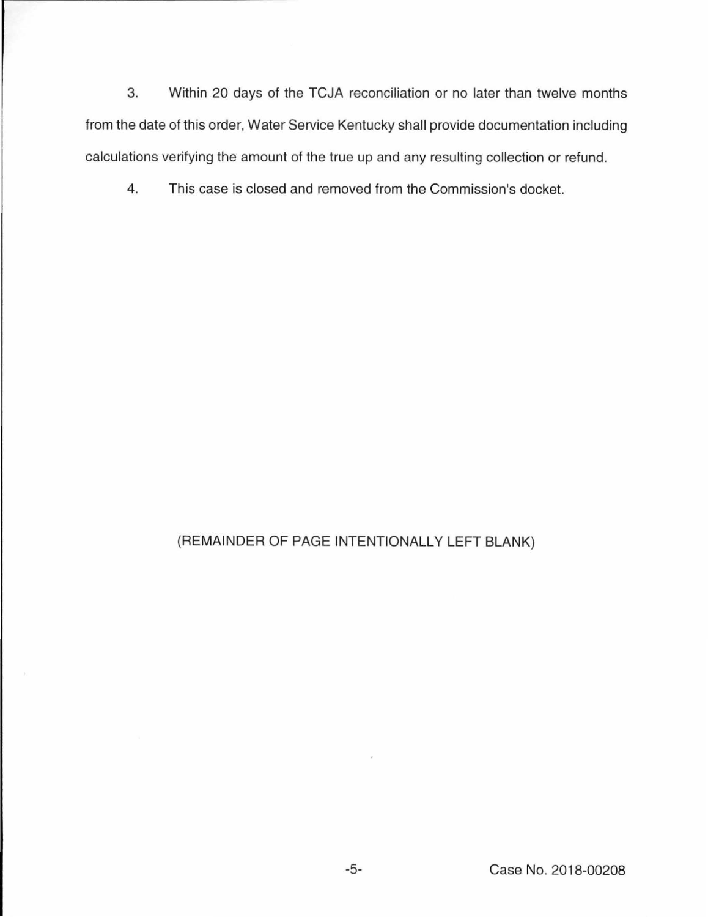3. Within 20 days of the TCJA reconciliation or no later than twelve months from the date of this order, Water Service Kentucky shall provide documentation including calculations verifying the amount of the true up and any resulting collection or refund.

4. This case is closed and removed from the Commission's docket.

(REMAINDER OF PAGE INTENTIONALLY LEFT BLANK)

Case No. 2018-00208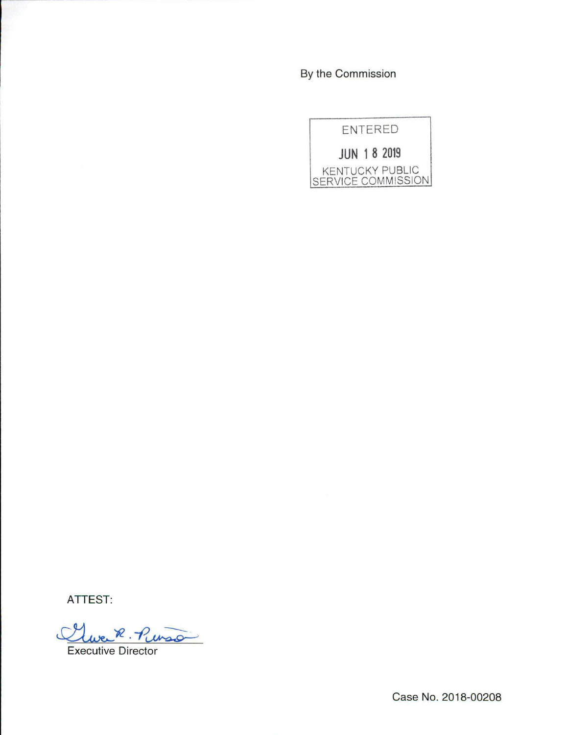By the Commission

ENTERED

JUN 18 2019

KENTUCKY PUBLIC SERVICE COMMISSION

ATTEST:

Gwen R. Pinson

Executive Director

Case No. 2018-00208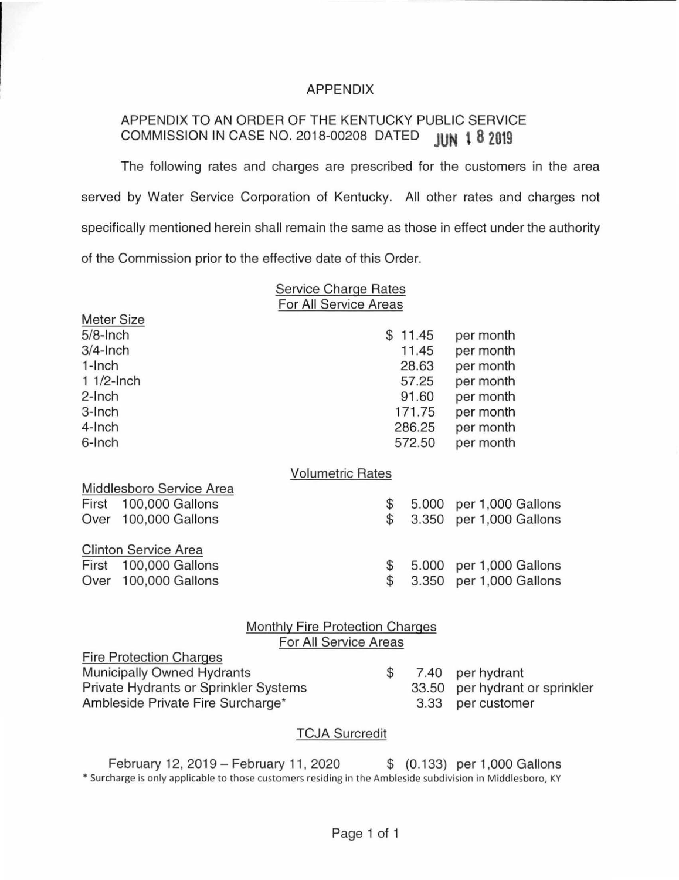# APPENDIX

## APPENDIX TO AN ORDER OF THE KENTUCKY PUBLIC SERVICE COMMISSION IN CASE NO. 2018-00208 DATED JUN 18 2019

The following rates and charges are prescribed for the customers in the area served by Water Service Corporation of Kentucky. All other rates and charges not specifically mentioned herein shall remain the same as those in effect under the authority of the Commission prior to the effective date of this Order.

### Service Charge Rates For All Service Areas

| Meter Size | | |
|---|---|---|
| 5/8-Inch | $ 11.45 | per month |
| 3/4-Inch | 11.45 | per month |
| 1-Inch | 28.63 | per month |
| 1 1/2-Inch | 57.25 | per month |
| 2-Inch | 91.60 | per month |
| 3-Inch | 171.75 | per month |
| 4-Inch | 286.25 | per month |
| 6-Inch | 572.50 | per month |

### Volumetric Rates

| Middlesboro Service Area | | |
|---|---|---|
| First 100,000 Gallons | $ 5.000 | per 1,000 Gallons |
| Over 100,000 Gallons | $ 3.350 | per 1,000 Gallons |

| Clinton Service Area | | |
|---|---|---|
| First 100,000 Gallons | $ 5.000 | per 1,000 Gallons |
| Over 100,000 Gallons | $ 3.350 | per 1,000 Gallons |

### Monthly Fire Protection Charges For All Service Areas

| Fire Protection Charges | | |
|---|---|---|
| Municipally Owned Hydrants | $ 7.40 | per hydrant |
| Private Hydrants or Sprinkler Systems | 33.50 | per hydrant or sprinkler |
| Ambleside Private Fire Surcharge* | 3.33 | per customer |

### TCJA Surcredit

| | | |
|---|---|---|
| February 12, 2019 – February 11, 2020 | $ (0.133) | per 1,000 Gallons |

\* Surcharge is only applicable to those customers residing in the Ambleside subdivision in Middlesboro, KY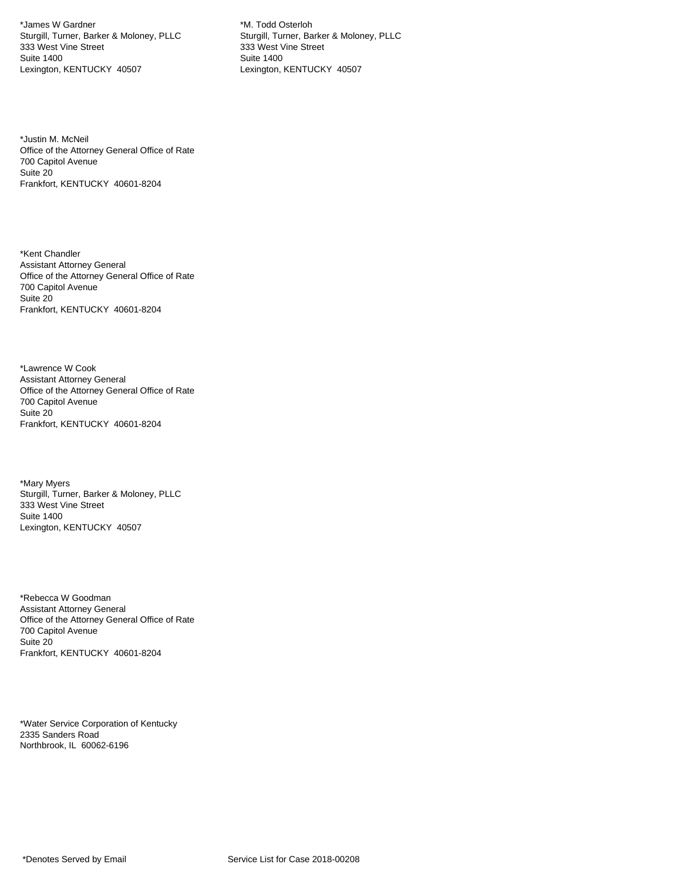*James W Gardner
Sturgill, Turner, Barker & Moloney, PLLC
333 West Vine Street
Suite 1400
Lexington, KENTUCKY  40507

*M. Todd Osterloh
Sturgill, Turner, Barker & Moloney, PLLC
333 West Vine Street
Suite 1400
Lexington, KENTUCKY  40507

*Justin M. McNeil
Office of the Attorney General Office of Rate
700 Capitol Avenue
Suite 20
Frankfort, KENTUCKY  40601-8204

*Kent Chandler
Assistant Attorney General
Office of the Attorney General Office of Rate
700 Capitol Avenue
Suite 20
Frankfort, KENTUCKY  40601-8204

*Lawrence W Cook
Assistant Attorney General
Office of the Attorney General Office of Rate
700 Capitol Avenue
Suite 20
Frankfort, KENTUCKY  40601-8204

*Mary Myers
Sturgill, Turner, Barker & Moloney, PLLC
333 West Vine Street
Suite 1400
Lexington, KENTUCKY  40507

*Rebecca W Goodman
Assistant Attorney General
Office of the Attorney General Office of Rate
700 Capitol Avenue
Suite 20
Frankfort, KENTUCKY  40601-8204

*Water Service Corporation of Kentucky
2335 Sanders Road
Northbrook, IL  60062-6196

*Denotes Served by Email

Service List for Case 2018-00208